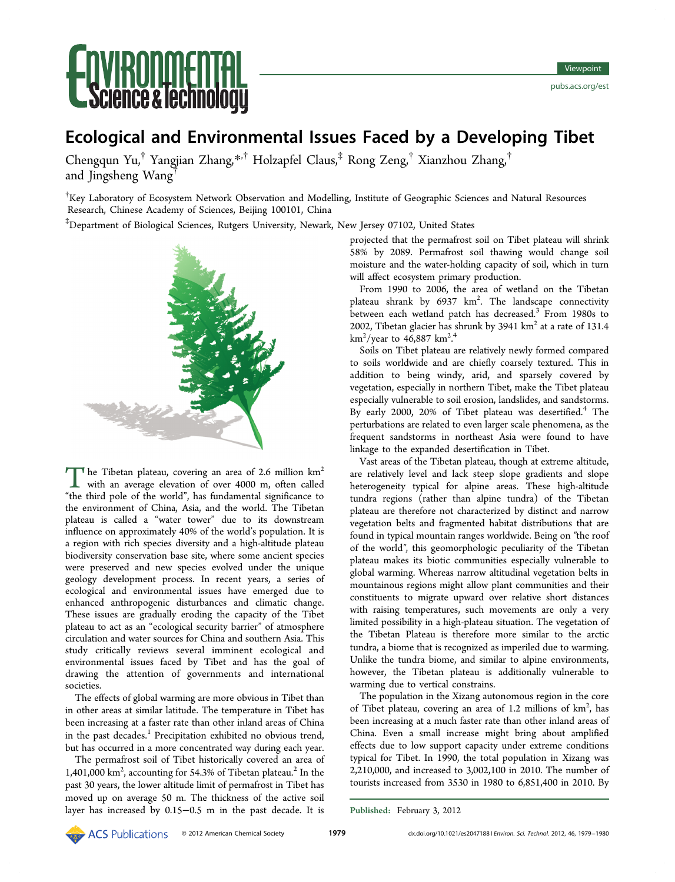Viewpoint

# Ecological and Environmental Issues Faced by a Developing Tibet

Chengqun Yu,[†] Yangjian Zhang,[*,†] Holzapfel Claus,[‡] Rong Zeng,[†] Xianzhou Zhang,[†] and Jingsheng Wang[†]

[†]Key Laboratory of Ecosystem Network Observation and Modelling, Institute of Geographic Sciences and Natural Resources Research, Chinese Academy of Sciences, Beijing 100101, China

[‡]Department of Biological Sciences, Rutgers University, Newark, New Jersey 07102, United States

The Tibetan plateau, covering an area of 2.6 million km$^2$ with an average elevation of over 4000 m, often called "the third pole of the world", has fundamental significance to the environment of China, Asia, and the world. The Tibetan plateau is called a "water tower" due to its downstream influence on approximately 40% of the world's population. It is a region with rich species diversity and a high-altitude plateau biodiversity conservation base site, where some ancient species were preserved and new species evolved under the unique geology development process. In recent years, a series of ecological and environmental issues have emerged due to enhanced anthropogenic disturbances and climatic change. These issues are gradually eroding the capacity of the Tibet plateau to act as an "ecological security barrier" of atmosphere circulation and water sources for China and southern Asia. This study critically reviews several imminent ecological and environmental issues faced by Tibet and has the goal of drawing the attention of governments and international societies.

The effects of global warming are more obvious in Tibet than in other areas at similar latitude. The temperature in Tibet has been increasing at a faster rate than other inland areas of China in the past decades.[1] Precipitation exhibited no obvious trend, but has occurred in a more concentrated way during each year.

The permafrost soil of Tibet historically covered an area of 1,401,000 km$^2$, accounting for 54.3% of Tibetan plateau.[2] In the past 30 years, the lower altitude limit of permafrost in Tibet has moved up on average 50 m. The thickness of the active soil layer has increased by 0.15−0.5 m in the past decade. It is projected that the permafrost soil on Tibet plateau will shrink 58% by 2089. Permafrost soil thawing would change soil moisture and the water-holding capacity of soil, which in turn will affect ecosystem primary production.

From 1990 to 2006, the area of wetland on the Tibetan plateau shrank by 6937 km$^2$. The landscape connectivity between each wetland patch has decreased.[3] From 1980s to 2002, Tibetan glacier has shrunk by 3941 km$^2$ at a rate of 131.4 km$^2$/year to 46,887 km$^2$.[4]

Soils on Tibet plateau are relatively newly formed compared to soils worldwide and are chiefly coarsely textured. This in addition to being windy, arid, and sparsely covered by vegetation, especially in northern Tibet, make the Tibet plateau especially vulnerable to soil erosion, landslides, and sandstorms. By early 2000, 20% of Tibet plateau was desertified.[4] The perturbations are related to even larger scale phenomena, as the frequent sandstorms in northeast Asia were found to have linkage to the expanded desertification in Tibet.

Vast areas of the Tibetan plateau, though at extreme altitude, are relatively level and lack steep slope gradients and slope heterogeneity typical for alpine areas. These high-altitude tundra regions (rather than alpine tundra) of the Tibetan plateau are therefore not characterized by distinct and narrow vegetation belts and fragmented habitat distributions that are found in typical mountain ranges worldwide. Being on "the roof of the world", this geomorphologic peculiarity of the Tibetan plateau makes its biotic communities especially vulnerable to global warming. Whereas narrow altitudinal vegetation belts in mountainous regions might allow plant communities and their constituents to migrate upward over relative short distances with raising temperatures, such movements are only a very limited possibility in a high-plateau situation. The vegetation of the Tibetan Plateau is therefore more similar to the arctic tundra, a biome that is recognized as imperiled due to warming. Unlike the tundra biome, and similar to alpine environments, however, the Tibetan plateau is additionally vulnerable to warming due to vertical constrains.

The population in the Xizang autonomous region in the core of Tibet plateau, covering an area of 1.2 millions of km$^2$, has been increasing at a much faster rate than other inland areas of China. Even a small increase might bring about amplified effects due to low support capacity under extreme conditions typical for Tibet. In 1990, the total population in Xizang was 2,210,000, and increased to 3,002,100 in 2010. The number of tourists increased from 3530 in 1980 to 6,851,400 in 2010. By

Published: February 3, 2012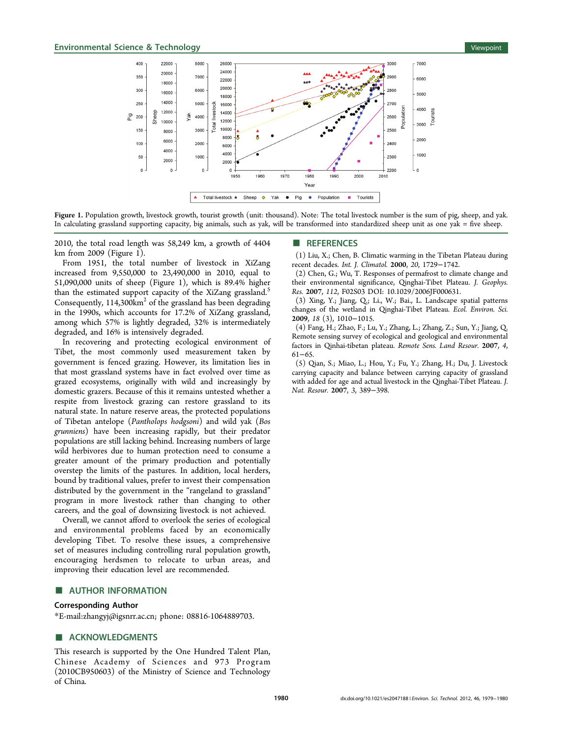400
350
300
250
200
150
100
50
0
Pig

22000
20000
18000
16000
14000
12000
10000
8000
6000
4000
2000
0
Sheep

8000
7000
6000
5000
4000
3000
2000
1000
0
Yak

26000
24000
22000
20000
18000
16000
14000
12000
10000
8000
6000
4000
2000
0
Total livestock

3000
2900
2800
2700
2600
2500
2400
2300
2200
Population

7000
6000
5000
4000
3000
2000
1000
0
Tourists

1950 1960 1970 1980 1990 2000 2010
Year

Total livestock, Sheep, Yak, Pig, Population, Tourists

**Figure 1.** Population growth, livestock growth, tourist growth (unit: thousand). Note: The total livestock number is the sum of pig, sheep, and yak. In calculating grassland supporting capacity, big animals, such as yak, will be transformed into standardized sheep unit as one yak = five sheep.

2010, the total road length was 58,249 km, a growth of 4404 km from 2009 (Figure 1).

From 1951, the total number of livestock in XiZang increased from 9,550,000 to 23,490,000 in 2010, equal to 51,090,000 units of sheep (Figure 1), which is 89.4% higher than the estimated support capacity of the XiZang grassland.[5] Consequently, 114,300km$^2$ of the grassland has been degrading in the 1990s, which accounts for 17.2% of XiZang grassland, among which 57% is lightly degraded, 32% is intermediately degraded, and 16% is intensively degraded.

In recovering and protecting ecological environment of Tibet, the most commonly used measurement taken by government is fenced grazing. However, its limitation lies in that most grassland systems have in fact evolved over time as grazed ecosystems, originally with wild and increasingly by domestic grazers. Because of this it remains untested whether a respite from livestock grazing can restore grassland to its natural state. In nature reserve areas, the protected populations of Tibetan antelope (*Pantholops hodgsoni*) and wild yak (*Bos grunniens*) have been increasing rapidly, but their predator populations are still lacking behind. Increasing numbers of large wild herbivores due to human protection need to consume a greater amount of the primary production and potentially overstep the limits of the pastures. In addition, local herders, bound by traditional values, prefer to invest their compensation distributed by the government in the "rangeland to grassland" program in more livestock rather than changing to other careers, and the goal of downsizing livestock is not achieved.

Overall, we cannot afford to overlook the series of ecological and environmental problems faced by an economically developing Tibet. To resolve these issues, a comprehensive set of measures including controlling rural population growth, encouraging herdsmen to relocate to urban areas, and improving their education level are recommended.

## AUTHOR INFORMATION

### Corresponding Author

*E-mail:zhangyj@igsnrr.ac.cn; phone: 08816-1064889703.

## ACKNOWLEDGMENTS

This research is supported by the One Hundred Talent Plan, Chinese Academy of Sciences and 973 Program (2010CB950603) of the Ministry of Science and Technology of China.

## REFERENCES

(1) Liu, X.; Chen, B. Climatic warming in the Tibetan Plateau during recent decades. *Int. J. Climatol.* **2000**, *20*, 1729−1742.

(2) Chen, G.; Wu, T. Responses of permafrost to climate change and their environmental significance, Qinghai-Tibet Plateau. *J. Geophys. Res.* **2007**, *112*, F02S03 DOI: 10.1029/2006JF000631.

(3) Xing, Y.; Jiang, Q.; Li., W.; Bai., L. Landscape spatial patterns changes of the wetland in Qinghai-Tibet Plateau. *Ecol. Environ. Sci.* **2009**, *18* (3), 1010−1015.

(4) Fang, H.; Zhao, F.; Lu, Y.; Zhang, L.; Zhang, Z.; Sun, Y.; Jiang, Q. Remote sensing survey of ecological and geological and environmental factors in Qinhai-tibetan plateau. *Remote Sens. Land Resour.* **2007**, *4*, 61−65.

(5) Qian, S.; Miao, L.; Hou, Y.; Fu, Y.; Zhang, H.; Du, J. Livestock carrying capacity and balance between carrying capacity of grassland with added for age and actual livestock in the Qinghai-Tibet Plateau. *J. Nat. Resour.* **2007**, *3*, 389−398.